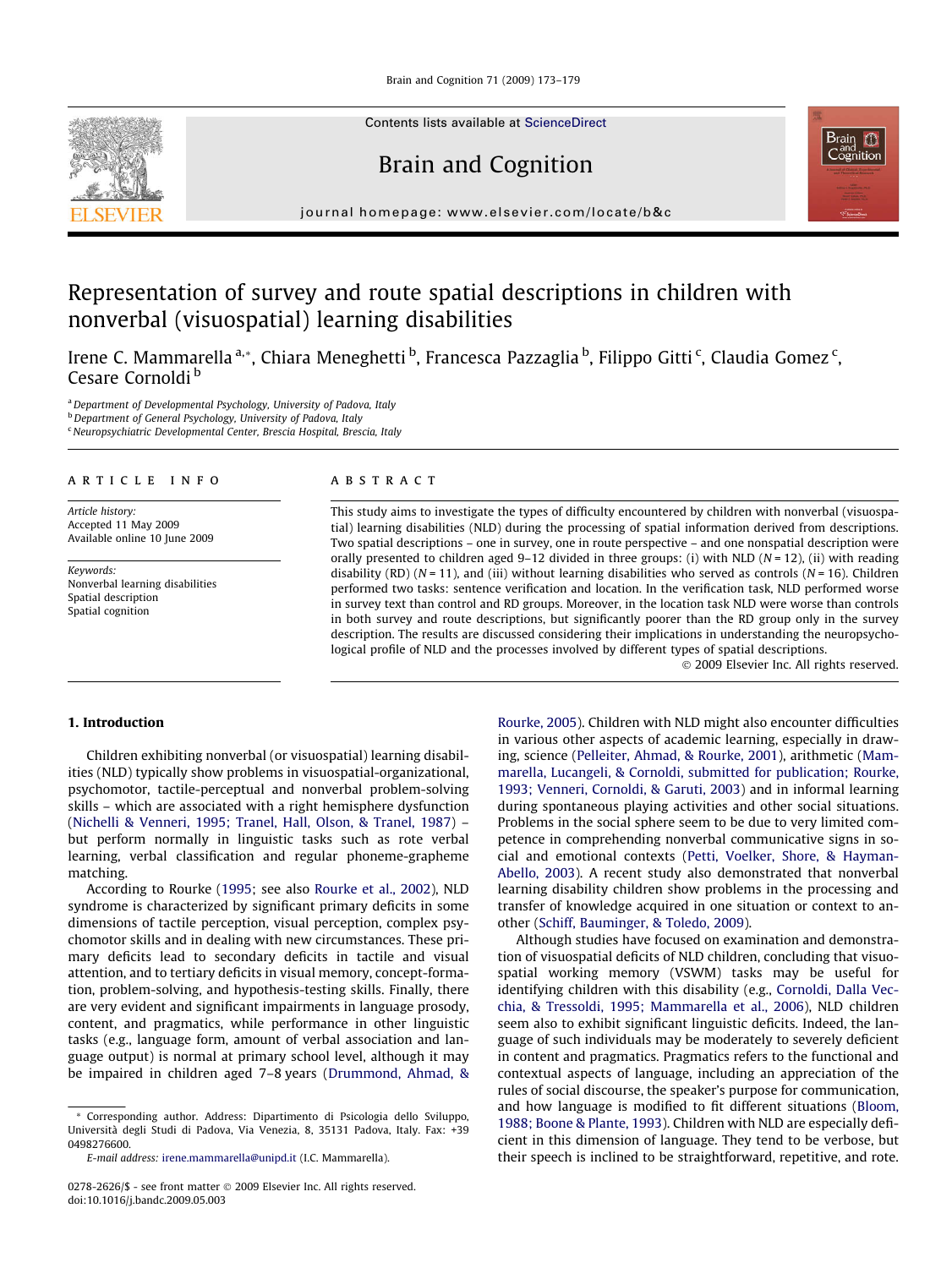# Representation of survey and route spatial descriptions in children with nonverbal (visuospatial) learning disabilities

Irene C. Mammarella [a,*], Chiara Meneghetti [b], Francesca Pazzaglia [b], Filippo Gitti [c], Claudia Gomez [c], Cesare Cornoldi [b]

[a] Department of Developmental Psychology, University of Padova, Italy
[b] Department of General Psychology, University of Padova, Italy
[c] Neuropsychiatric Developmental Center, Brescia Hospital, Brescia, Italy

**ARTICLE INFO**

*Article history:*
Accepted 11 May 2009
Available online 10 June 2009

*Keywords:*
Nonverbal learning disabilities
Spatial description
Spatial cognition

**ABSTRACT**

This study aims to investigate the types of difficulty encountered by children with nonverbal (visuospatial) learning disabilities (NLD) during the processing of spatial information derived from descriptions. Two spatial descriptions – one in survey, one in route perspective – and one nonspatial description were orally presented to children aged 9–12 divided in three groups: (i) with NLD ($N = 12$), (ii) with reading disability (RD) ($N = 11$), and (iii) without learning disabilities who served as controls ($N = 16$). Children performed two tasks: sentence verification and location. In the verification task, NLD performed worse in survey text than control and RD groups. Moreover, in the location task NLD were worse than controls in both survey and route descriptions, but significantly poorer than the RD group only in the survey description. The results are discussed considering their implications in understanding the neuropsychological profile of NLD and the processes involved by different types of spatial descriptions.

© 2009 Elsevier Inc. All rights reserved.

## 1. Introduction

Children exhibiting nonverbal (or visuospatial) learning disabilities (NLD) typically show problems in visuospatial-organizational, psychomotor, tactile-perceptual and nonverbal problem-solving skills – which are associated with a right hemisphere dysfunction (Nichelli & Venneri, 1995; Tranel, Hall, Olson, & Tranel, 1987) – but perform normally in linguistic tasks such as rote verbal learning, verbal classification and regular phoneme-grapheme matching.

According to Rourke (1995; see also Rourke et al., 2002), NLD syndrome is characterized by significant primary deficits in some dimensions of tactile perception, visual perception, complex psychomotor skills and in dealing with new circumstances. These primary deficits lead to secondary deficits in tactile and visual attention, and to tertiary deficits in visual memory, concept-formation, problem-solving, and hypothesis-testing skills. Finally, there are very evident and significant impairments in language prosody, content, and pragmatics, while performance in other linguistic tasks (e.g., language form, amount of verbal association and language output) is normal at primary school level, although it may be impaired in children aged 7–8 years (Drummond, Ahmad, & Rourke, 2005). Children with NLD might also encounter difficulties in various other aspects of academic learning, especially in drawing, science (Pelleiter, Ahmad, & Rourke, 2001), arithmetic (Mammarella, Lucangeli, & Cornoldi, submitted for publication; Rourke, 1993; Venneri, Cornoldi, & Garuti, 2003) and in informal learning during spontaneous playing activities and other social situations. Problems in the social sphere seem to be due to very limited competence in comprehending nonverbal communicative signs in social and emotional contexts (Petti, Voelker, Shore, & Hayman-Abello, 2003). A recent study also demonstrated that nonverbal learning disability children show problems in the processing and transfer of knowledge acquired in one situation or context to another (Schiff, Bauminger, & Toledo, 2009).

Although studies have focused on examination and demonstration of visuospatial deficits of NLD children, concluding that visuospatial working memory (VSWM) tasks may be useful for identifying children with this disability (e.g., Cornoldi, Dalla Vecchia, & Tressoldi, 1995; Mammarella et al., 2006), NLD children seem also to exhibit significant linguistic deficits. Indeed, the language of such individuals may be moderately to severely deficient in content and pragmatics. Pragmatics refers to the functional and contextual aspects of language, including an appreciation of the rules of social discourse, the speaker's purpose for communication, and how language is modified to fit different situations (Bloom, 1988; Boone & Plante, 1993). Children with NLD are especially deficient in this dimension of language. They tend to be verbose, but their speech is inclined to be straightforward, repetitive, and rote.

* Corresponding author. Address: Dipartimento di Psicologia dello Sviluppo, Università degli Studi di Padova, Via Venezia, 8, 35131 Padova, Italy. Fax: +39 0498276600.
*E-mail address:* irene.mammarella@unipd.it (I.C. Mammarella).

0278-2626/$ - see front matter © 2009 Elsevier Inc. All rights reserved.
doi:10.1016/j.bandc.2009.05.003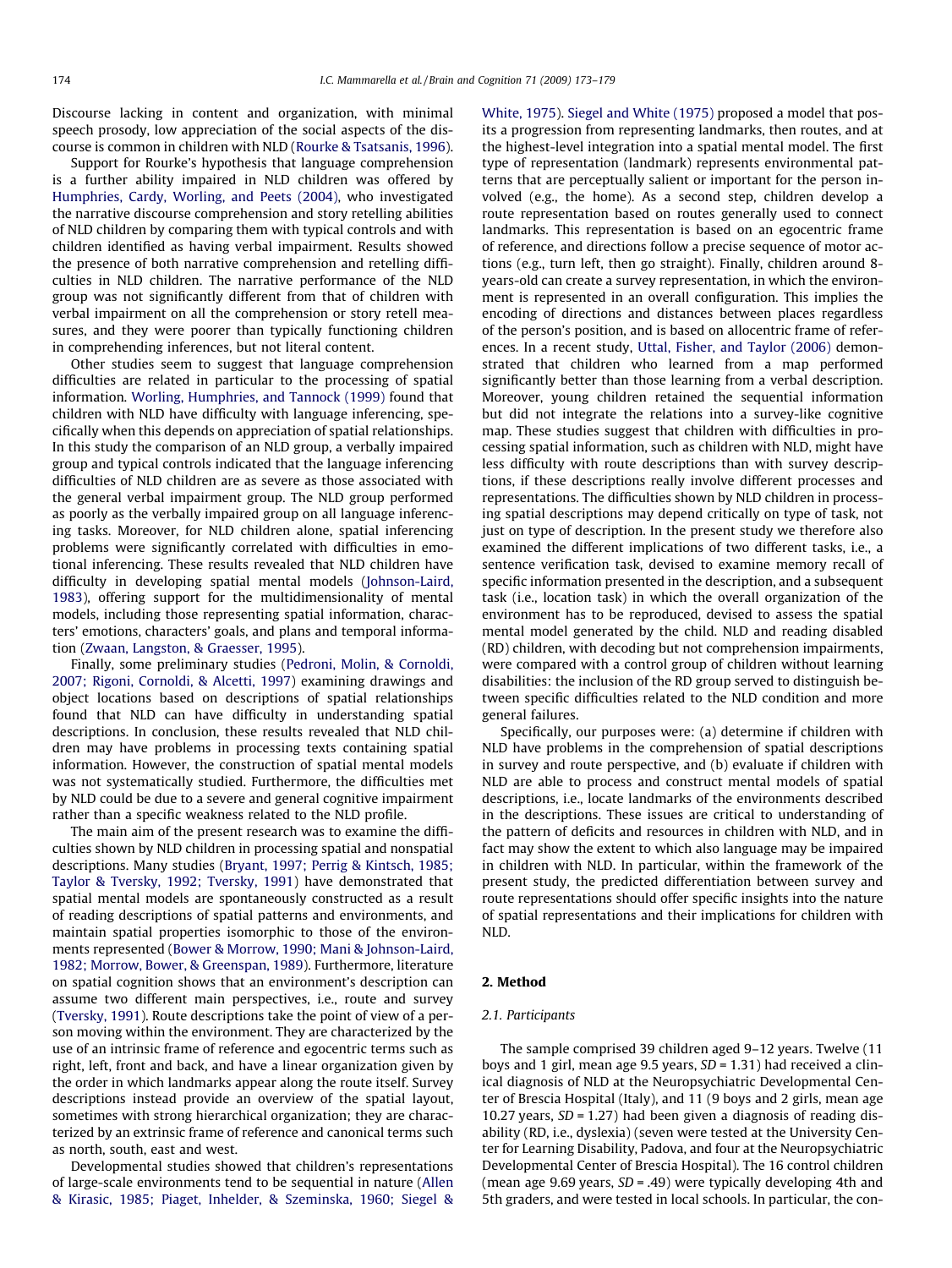Discourse lacking in content and organization, with minimal speech prosody, low appreciation of the social aspects of the discourse is common in children with NLD (Rourke & Tsatsanis, 1996).

Support for Rourke's hypothesis that language comprehension is a further ability impaired in NLD children was offered by Humphries, Cardy, Worling, and Peets (2004), who investigated the narrative discourse comprehension and story retelling abilities of NLD children by comparing them with typical controls and with children identified as having verbal impairment. Results showed the presence of both narrative comprehension and retelling difficulties in NLD children. The narrative performance of the NLD group was not significantly different from that of children with verbal impairment on all the comprehension or story retell measures, and they were poorer than typically functioning children in comprehending inferences, but not literal content.

Other studies seem to suggest that language comprehension difficulties are related in particular to the processing of spatial information. Worling, Humphries, and Tannock (1999) found that children with NLD have difficulty with language inferencing, specifically when this depends on appreciation of spatial relationships. In this study the comparison of an NLD group, a verbally impaired group and typical controls indicated that the language inferencing difficulties of NLD children are as severe as those associated with the general verbal impairment group. The NLD group performed as poorly as the verbally impaired group on all language inferencing tasks. Moreover, for NLD children alone, spatial inferencing problems were significantly correlated with difficulties in emotional inferencing. These results revealed that NLD children have difficulty in developing spatial mental models (Johnson-Laird, 1983), offering support for the multidimensionality of mental models, including those representing spatial information, characters' emotions, characters' goals, and plans and temporal information (Zwaan, Langston, & Graesser, 1995).

Finally, some preliminary studies (Pedroni, Molin, & Cornoldi, 2007; Rigoni, Cornoldi, & Alcetti, 1997) examining drawings and object locations based on descriptions of spatial relationships found that NLD can have difficulty in understanding spatial descriptions. In conclusion, these results revealed that NLD children may have problems in processing texts containing spatial information. However, the construction of spatial mental models was not systematically studied. Furthermore, the difficulties met by NLD could be due to a severe and general cognitive impairment rather than a specific weakness related to the NLD profile.

The main aim of the present research was to examine the difficulties shown by NLD children in processing spatial and nonspatial descriptions. Many studies (Bryant, 1997; Perrig & Kintsch, 1985; Taylor & Tversky, 1992; Tversky, 1991) have demonstrated that spatial mental models are spontaneously constructed as a result of reading descriptions of spatial patterns and environments, and maintain spatial properties isomorphic to those of the environments represented (Bower & Morrow, 1990; Mani & Johnson-Laird, 1982; Morrow, Bower, & Greenspan, 1989). Furthermore, literature on spatial cognition shows that an environment's description can assume two different main perspectives, i.e., route and survey (Tversky, 1991). Route descriptions take the point of view of a person moving within the environment. They are characterized by the use of an intrinsic frame of reference and egocentric terms such as right, left, front and back, and have a linear organization given by the order in which landmarks appear along the route itself. Survey descriptions instead provide an overview of the spatial layout, sometimes with strong hierarchical organization; they are characterized by an extrinsic frame of reference and canonical terms such as north, south, east and west.

Developmental studies showed that children's representations of large-scale environments tend to be sequential in nature (Allen & Kirasic, 1985; Piaget, Inhelder, & Szeminska, 1960; Siegel & White, 1975). Siegel and White (1975) proposed a model that posits a progression from representing landmarks, then routes, and at the highest-level integration into a spatial mental model. The first type of representation (landmark) represents environmental patterns that are perceptually salient or important for the person involved (e.g., the home). As a second step, children develop a route representation based on routes generally used to connect landmarks. This representation is based on an egocentric frame of reference, and directions follow a precise sequence of motor actions (e.g., turn left, then go straight). Finally, children around 8-years-old can create a survey representation, in which the environment is represented in an overall configuration. This implies the encoding of directions and distances between places regardless of the person's position, and is based on allocentric frame of references. In a recent study, Uttal, Fisher, and Taylor (2006) demonstrated that children who learned from a map performed significantly better than those learning from a verbal description. Moreover, young children retained the sequential information but did not integrate the relations into a survey-like cognitive map. These studies suggest that children with difficulties in processing spatial information, such as children with NLD, might have less difficulty with route descriptions than with survey descriptions, if these descriptions really involve different processes and representations. The difficulties shown by NLD children in processing spatial descriptions may depend critically on type of task, not just on type of description. In the present study we therefore also examined the different implications of two different tasks, i.e., a sentence verification task, devised to examine memory recall of specific information presented in the description, and a subsequent task (i.e., location task) in which the overall organization of the environment has to be reproduced, devised to assess the spatial mental model generated by the child. NLD and reading disabled (RD) children, with decoding but not comprehension impairments, were compared with a control group of children without learning disabilities: the inclusion of the RD group served to distinguish between specific difficulties related to the NLD condition and more general failures.

Specifically, our purposes were: (a) determine if children with NLD have problems in the comprehension of spatial descriptions in survey and route perspective, and (b) evaluate if children with NLD are able to process and construct mental models of spatial descriptions, i.e., locate landmarks of the environments described in the descriptions. These issues are critical to understanding of the pattern of deficits and resources in children with NLD, and in fact may show the extent to which also language may be impaired in children with NLD. In particular, within the framework of the present study, the predicted differentiation between survey and route representations should offer specific insights into the nature of spatial representations and their implications for children with NLD.

## 2. Method

### 2.1. Participants

The sample comprised 39 children aged 9–12 years. Twelve (11 boys and 1 girl, mean age 9.5 years, *SD* = 1.31) had received a clinical diagnosis of NLD at the Neuropsychiatric Developmental Center of Brescia Hospital (Italy), and 11 (9 boys and 2 girls, mean age 10.27 years, *SD* = 1.27) had been given a diagnosis of reading disability (RD, i.e., dyslexia) (seven were tested at the University Center for Learning Disability, Padova, and four at the Neuropsychiatric Developmental Center of Brescia Hospital). The 16 control children (mean age 9.69 years, *SD* = .49) were typically developing 4th and 5th graders, and were tested in local schools. In particular, the con-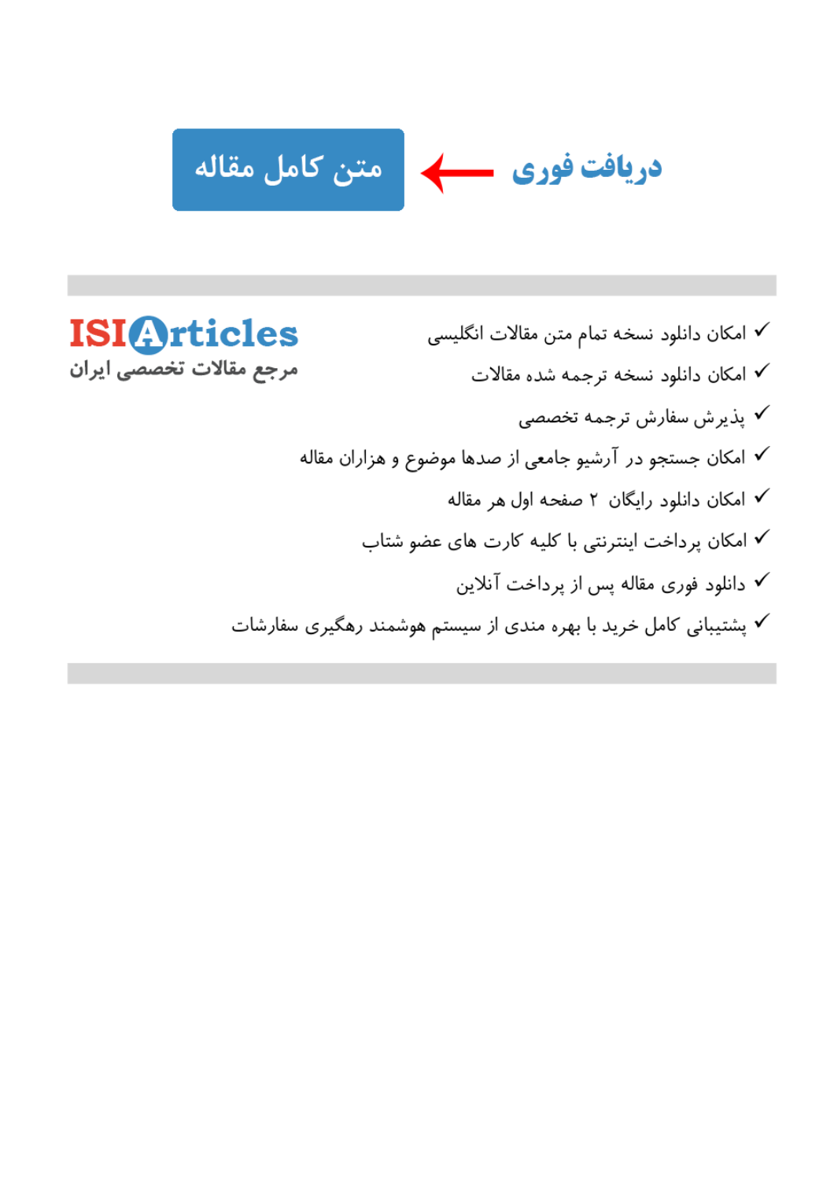دریافت فوری ← **متن کامل مقاله**

**ISIArticles**
مرجع مقالات تخصصی ایران

- ✓ امکان دانلود نسخه تمام متن مقالات انگلیسی
- ✓ امکان دانلود نسخه ترجمه شده مقالات
- ✓ پذیرش سفارش ترجمه تخصصی
- ✓ امکان جستجو در آرشیو جامعی از صدها موضوع و هزاران مقاله
- ✓ امکان دانلود رایگان ۲ صفحه اول هر مقاله
- ✓ امکان پرداخت اینترنتی با کلیه کارت های عضو شتاب
- ✓ دانلود فوری مقاله پس از پرداخت آنلاین
- ✓ پشتیبانی کامل خرید با بهره مندی از سیستم هوشمند رهگیری سفارشات